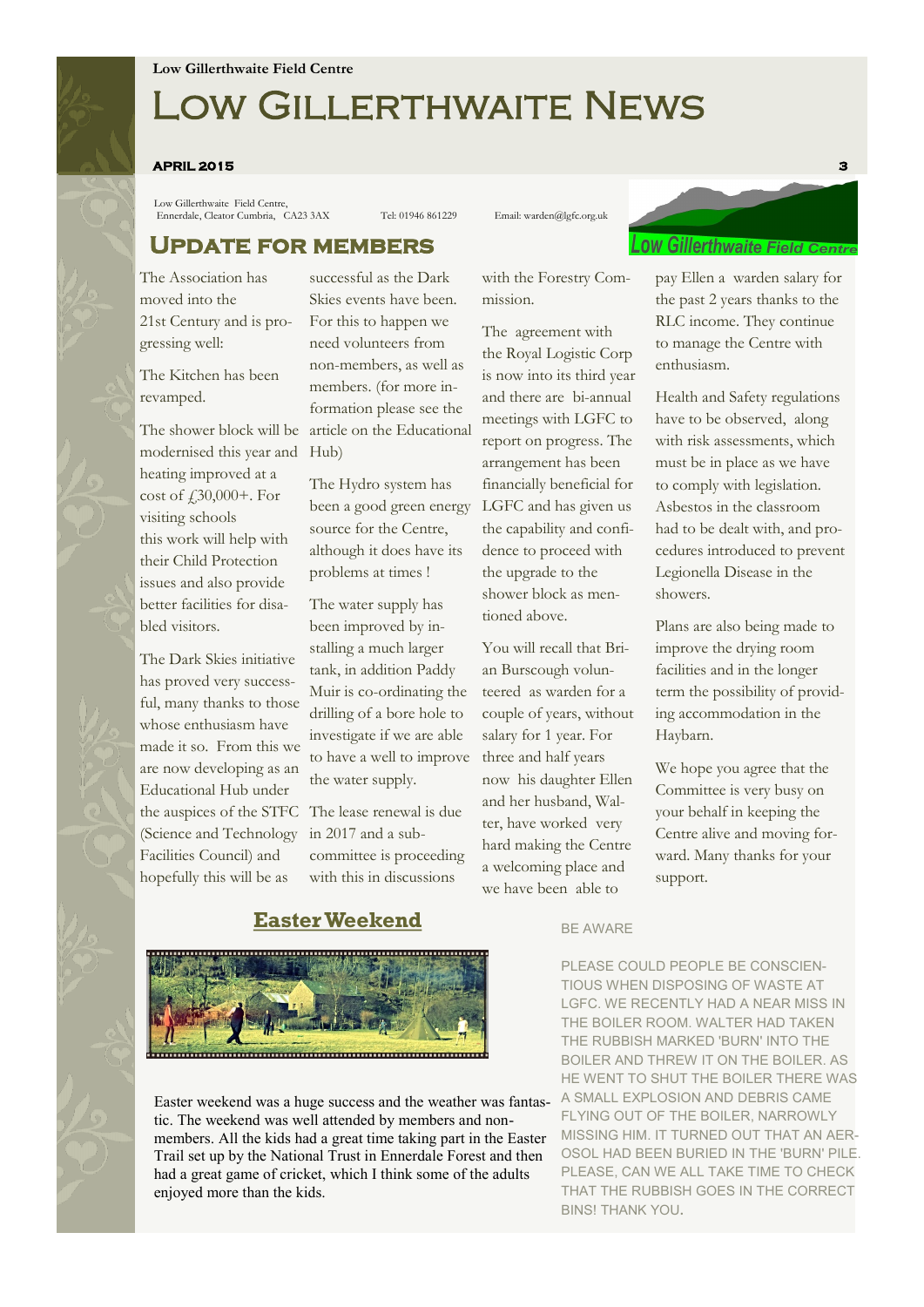Low Gillerthwaite Field Centre

# Low Gillerthwaite News

**APRIL 2015**

Low Gillerthwaite Field Centre, Ennerdale, Cleator Cumbria, CA23 3AX    Tel: 01946 861229    Email: warden@lgfc.org.uk

Low Gillerthwaite Field Centre

## Update for members

The Association has moved into the 21st Century and is progressing well:

The Kitchen has been revamped.

The shower block will be modernised this year and heating improved at a cost of £30,000+. For visiting schools this work will help with their Child Protection issues and also provide better facilities for disabled visitors.

The Dark Skies initiative has proved very successful, many thanks to those whose enthusiasm have made it so. From this we are now developing as an Educational Hub under the auspices of the STFC (Science and Technology Facilities Council) and hopefully this will be as successful as the Dark Skies events have been. For this to happen we need volunteers from non-members, as well as members. (for more information please see the article on the Educational Hub)

The Hydro system has been a good green energy source for the Centre, although it does have its problems at times !

The water supply has been improved by installing a much larger tank, in addition Paddy Muir is co-ordinating the drilling of a bore hole to investigate if we are able to have a well to improve the water supply.

The lease renewal is due in 2017 and a sub-committee is proceeding with this in discussions with the Forestry Commission.

The agreement with the Royal Logistic Corp is now into its third year and there are bi-annual meetings with LGFC to report on progress. The arrangement has been financially beneficial for LGFC and has given us the capability and confidence to proceed with the upgrade to the shower block as mentioned above.

You will recall that Brian Burscough volunteered as warden for a couple of years, without salary for 1 year. For three and half years now his daughter Ellen and her husband, Walter, have worked very hard making the Centre a welcoming place and we have been able to pay Ellen a warden salary for the past 2 years thanks to the RLC income. They continue to manage the Centre with enthusiasm.

Health and Safety regulations have to be observed, along with risk assessments, which must be in place as we have to comply with legislation. Asbestos in the classroom had to be dealt with, and procedures introduced to prevent Legionella Disease in the showers.

Plans are also being made to improve the drying room facilities and in the longer term the possibility of providing accommodation in the Haybarn.

We hope you agree that the Committee is very busy on your behalf in keeping the Centre alive and moving forward. Many thanks for your support.

## Easter Weekend

Easter weekend was a huge success and the weather was fantastic. The weekend was well attended by members and non-members. All the kids had a great time taking part in the Easter Trail set up by the National Trust in Ennerdale Forest and then had a great game of cricket, which I think some of the adults enjoyed more than the kids.

BE AWARE

PLEASE COULD PEOPLE BE CONSCIENTIOUS WHEN DISPOSING OF WASTE AT LGFC. WE RECENTLY HAD A NEAR MISS IN THE BOILER ROOM. WALTER HAD TAKEN THE RUBBISH MARKED 'BURN' INTO THE BOILER AND THREW IT ON THE BOILER. AS HE WENT TO SHUT THE BOILER THERE WAS A SMALL EXPLOSION AND DEBRIS CAME FLYING OUT OF THE BOILER, NARROWLY MISSING HIM. IT TURNED OUT THAT AN AEROSOL HAD BEEN BURIED IN THE 'BURN' PILE. PLEASE, CAN WE ALL TAKE TIME TO CHECK THAT THE RUBBISH GOES IN THE CORRECT BINS! THANK YOU.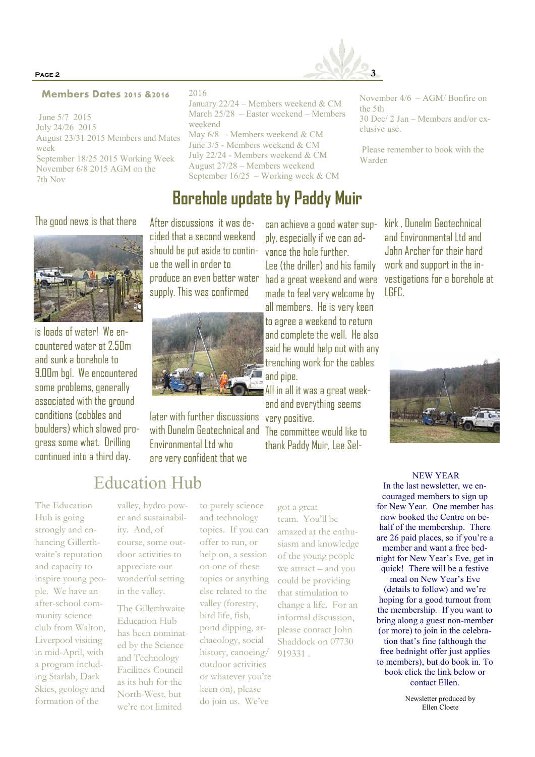## Members Dates 2015 &2016

June 5/7 2015
July 24/26 2015
August 23/31 2015 Members and Mates week
September 18/25 2015 Working Week
November 6/8 2015 AGM on the 7th Nov

2016
January 22/24 – Members weekend & CM
March 25/28 – Easter weekend – Members weekend
May 6/8 – Members weekend & CM
June 3/5 - Members weekend & CM
July 22/24 - Members weekend & CM
August 27/28 – Members weekend
September 16/25 – Working week & CM
November 4/6 – AGM/ Bonfire on the 5th
30 Dec/ 2 Jan – Members and/or exclusive use.

Please remember to book with the Warden

# Borehole update by Paddy Muir

The good news is that there is loads of water! We encountered water at 2.50m and sunk a borehole to 9.00m bgl. We encountered some problems, generally associated with the ground conditions (cobbles and boulders) which slowed progress some what. Drilling continued into a third day.

After discussions it was decided that a second weekend should be put aside to continue the well in order to produce an even better water supply. This was confirmed later with further discussions with Dunelm Geotechnical and Environmental Ltd who are very confident that we can achieve a good water supply, especially if we can advance the hole further.

Lee (the driller) and his family had a great weekend and were made to feel very welcome by all members. He is very keen to agree a weekend to return and complete the well. He also said he would help out with any trenching work for the cables and pipe.

All in all it was a great weekend and everything seems very positive.

The committee would like to thank Paddy Muir, Lee Selkirk , Dunelm Geotechnical and Environmental Ltd and John Archer for their hard work and support in the investigations for a borehole at LGFC.

# Education Hub

The Education Hub is going strongly and enhancing Gillerthwaite's reputation and capacity to inspire young people. We have an after-school community science club from Walton, Liverpool visiting in mid-April, with a program including Starlab, Dark Skies, geology and formation of the valley, hydro power and sustainability. And, of course, some outdoor activities to appreciate our wonderful setting in the valley.

The Gillerthwaite Education Hub has been nominated by the Science and Technology Facilities Council as its hub for the North-West, but we're not limited to purely science and technology topics. If you can offer to run, or help on, a session on one of these topics or anything else related to the valley (forestry, bird life, fish, pond dipping, archaeology, social history, canoeing/ outdoor activities or whatever you're keen on), please do join us. We've got a great team. You'll be amazed at the enthusiasm and knowledge of the young people we attract – and you could be providing that stimulation to change a life. For an informal discussion, please contact John Shaddock on 07730 919331 .

NEW YEAR

In the last newsletter, we encouraged members to sign up for New Year. One member has now booked the Centre on behalf of the membership. There are 26 paid places, so if you're a member and want a free bednight for New Year's Eve, get in quick! There will be a festive meal on New Year's Eve (details to follow) and we're hoping for a good turnout from the membership. If you want to bring along a guest non-member (or more) to join in the celebration that's fine (although the free bednight offer just applies to members), but do book in. To book click the link below or contact Ellen.

Newsletter produced by Ellen Cloete